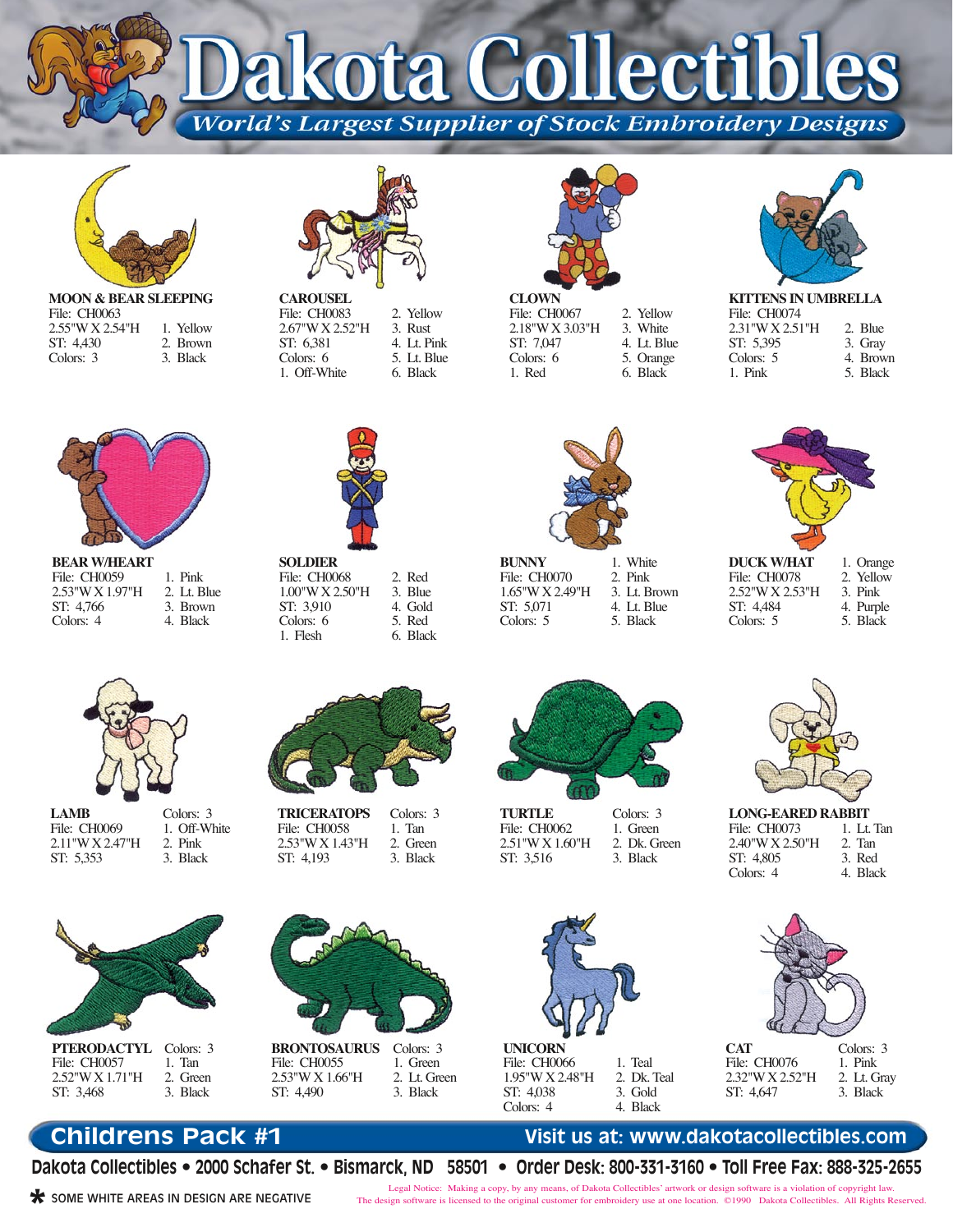# Dakota Collectibles

*World's Largest Supplier of Stock Embroidery Designs*

**MOON & BEAR SLEEPING**
File: CH0063
2.55"W X 2.54"H
ST: 4,430
Colors: 3
1. Yellow
2. Brown
3. Black

**CAROUSEL**
File: CH0083
2.67"W X 2.52"H
ST: 6,381
Colors: 6
1. Off-White
2. Yellow
3. Rust
4. Lt. Pink
5. Lt. Blue
6. Black

**CLOWN**
File: CH0067
2.18"W X 3.03"H
ST: 7,047
Colors: 6
1. Red
2. Yellow
3. White
4. Lt. Blue
5. Orange
6. Black

**KITTENS IN UMBRELLA**
File: CH0074
2.31"W X 2.51"H
ST: 5,395
Colors: 5
1. Pink
2. Blue
3. Gray
4. Brown
5. Black

**BEAR W/HEART**
File: CH0059
2.53"W X 1.97"H
ST: 4,766
Colors: 4
1. Pink
2. Lt. Blue
3. Brown
4. Black

**SOLDIER**
File: CH0068
1.00"W X 2.50"H
ST: 3,910
Colors: 6
1. Flesh
2. Red
3. Blue
4. Gold
5. Red
6. Black

**BUNNY**
File: CH0070
1.65"W X 2.49"H
ST: 5,071
Colors: 5
1. White
2. Pink
3. Lt. Brown
4. Lt. Blue
5. Black

**DUCK W/HAT**
File: CH0078
2.52"W X 2.53"H
ST: 4,484
Colors: 5
1. Orange
2. Yellow
3. Pink
4. Purple
5. Black

**LAMB**
File: CH0069
2.11"W X 2.47"H
ST: 5,353
Colors: 3
1. Off-White
2. Pink
3. Black

**TRICERATOPS**
File: CH0058
2.53"W X 1.43"H
ST: 4,193
Colors: 3
1. Tan
2. Green
3. Black

**TURTLE**
File: CH0062
2.51"W X 1.60"H
ST: 3,516
Colors: 3
1. Green
2. Dk. Green
3. Black

**LONG-EARED RABBIT**
File: CH0073
2.40"W X 2.50"H
ST: 4,805
Colors: 4
1. Lt. Tan
2. Tan
3. Red
4. Black

**PTERODACTYL**
File: CH0057
2.52"W X 1.71"H
ST: 3,468
Colors: 3
1. Tan
2. Green
3. Black

**BRONTOSAURUS**
File: CH0055
2.53"W X 1.66"H
ST: 4,490
Colors: 3
1. Green
2. Lt. Green
3. Black

**UNICORN**
File: CH0066
1.95"W X 2.48"H
ST: 4,038
Colors: 4
1. Teal
2. Dk. Teal
3. Gold
4. Black

**CAT**
File: CH0076
2.32"W X 2.52"H
ST: 4,647
Colors: 3
1. Pink
2. Lt. Gray
3. Black

**Childrens Pack #1**

Visit us at: www.dakotacollectibles.com

Dakota Collectibles • 2000 Schafer St. • Bismarck, ND 58501 • Order Desk: 800-331-3160 • Toll Free Fax: 888-325-2655

* SOME WHITE AREAS IN DESIGN ARE NEGATIVE

Legal Notice: Making a copy, by any means, of Dakota Collectibles' artwork or design software is a violation of copyright law. The design software is licensed to the original customer for embroidery use at one location. ©1990 Dakota Collectibles. All Rights Reserved.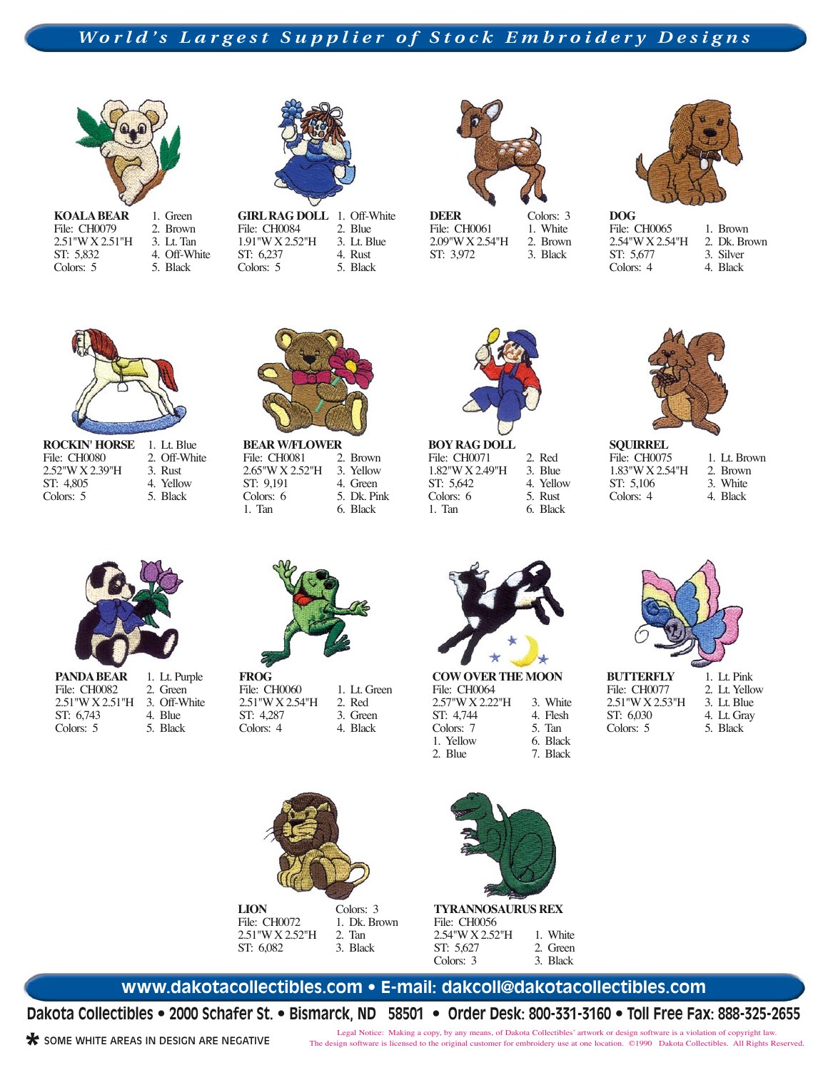*World's Largest Supplier of Stock Embroidery Designs*

**KOALA BEAR**
File: CH0079
2.51"W X 2.51"H
ST: 5,832
Colors: 5
1. Green
2. Brown
3. Lt. Tan
4. Off-White
5. Black

**GIRL RAG DOLL**
File: CH0084
1.91"W X 2.52"H
ST: 6,237
Colors: 5
1. Off-White
2. Blue
3. Lt. Blue
4. Rust
5. Black

**DEER**
File: CH0061
2.09"W X 2.54"H
ST: 3,972
Colors: 3
1. White
2. Brown
3. Black

**DOG**
File: CH0065
2.54"W X 2.54"H
ST: 5,677
Colors: 4
1. Brown
2. Dk. Brown
3. Silver
4. Black

**ROCKIN' HORSE**
File: CH0080
2.52"W X 2.39"H
ST: 4,805
Colors: 5
1. Lt. Blue
2. Off-White
3. Rust
4. Yellow
5. Black

**BEAR W/FLOWER**
File: CH0081
2.65"W X 2.52"H
ST: 9,191
Colors: 6
1. Tan
2. Brown
3. Yellow
4. Green
5. Dk. Pink
6. Black

**BOY RAG DOLL**
File: CH0071
1.82"W X 2.49"H
ST: 5,642
Colors: 6
1. Tan
2. Red
3. Blue
4. Yellow
5. Rust
6. Black

**SQUIRREL**
File: CH0075
1.83"W X 2.54"H
ST: 5,106
Colors: 4
1. Lt. Brown
2. Brown
3. White
4. Black

**PANDA BEAR**
File: CH0082
2.51"W X 2.51"H
ST: 6,743
Colors: 5
1. Lt. Purple
2. Green
3. Off-White
4. Blue
5. Black

**FROG**
File: CH0060
2.51"W X 2.54"H
ST: 4,287
Colors: 4
1. Lt. Green
2. Red
3. Green
4. Black

**COW OVER THE MOON**
File: CH0064
2.57"W X 2.22"H
ST: 4,744
Colors: 7
1. Yellow
2. Blue
3. White
4. Flesh
5. Tan
6. Black
7. Black

**BUTTERFLY**
File: CH0077
2.51"W X 2.53"H
ST: 6,030
Colors: 5
1. Lt. Pink
2. Lt. Yellow
3. Lt. Blue
4. Lt. Gray
5. Black

**LION**
File: CH0072
2.51"W X 2.52"H
ST: 6,082
Colors: 3
1. Dk. Brown
2. Tan
3. Black

**TYRANNOSAURUS REX**
File: CH0056
2.54"W X 2.52"H
ST: 5,627
Colors: 3
1. White
2. Green
3. Black

**www.dakotacollectibles.com • E-mail: dakcoll@dakotacollectibles.com**

**Dakota Collectibles • 2000 Schafer St. • Bismarck, ND 58501 • Order Desk: 800-331-3160 • Toll Free Fax: 888-325-2655**

* SOME WHITE AREAS IN DESIGN ARE NEGATIVE

Legal Notice: Making a copy, by any means, of Dakota Collectibles' artwork or design software is a violation of copyright law. The design software is licensed to the original customer for embroidery use at one location. ©1990 Dakota Collectibles. All Rights Reserved.